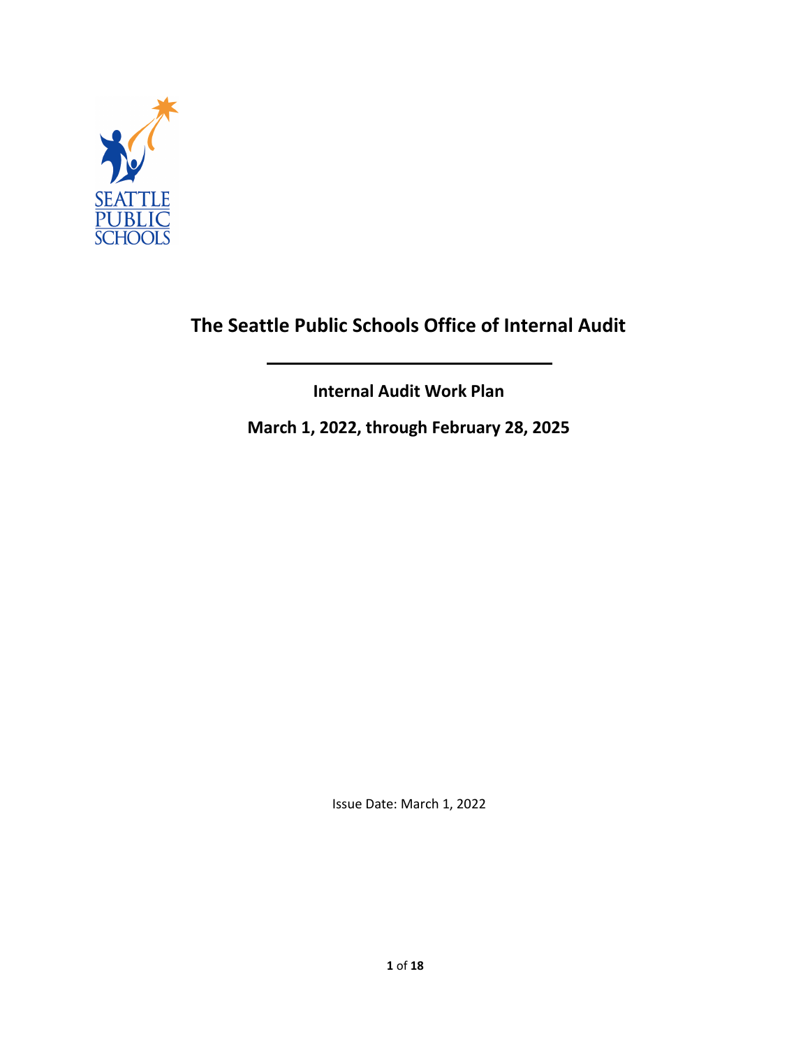# The Seattle Public Schools Office of Internal Audit

## Internal Audit Work Plan

## March 1, 2022, through February 28, 2025

Issue Date: March 1, 2022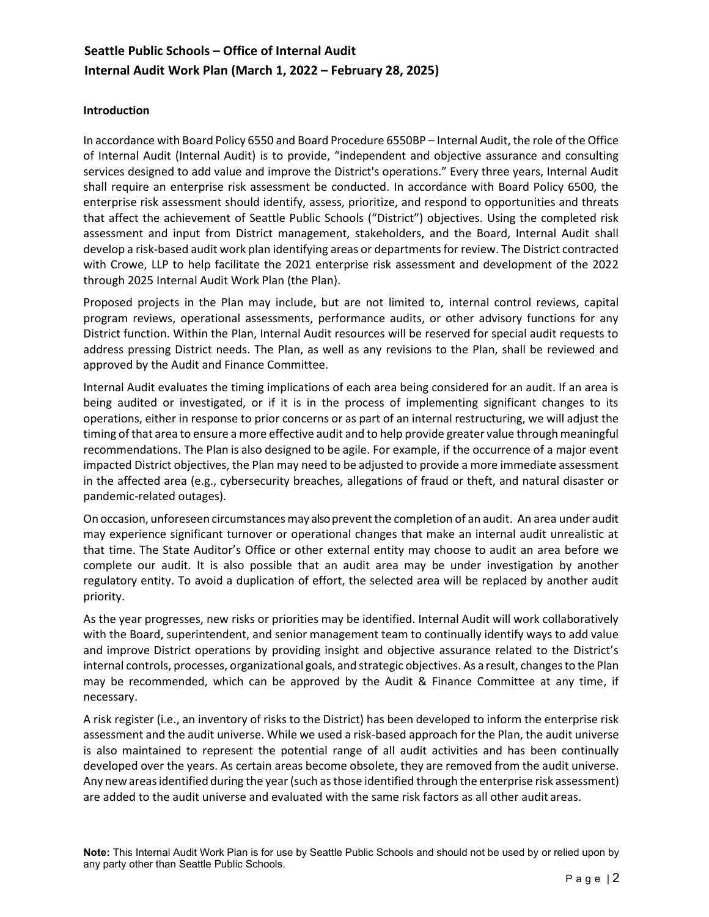# Seattle Public Schools – Office of Internal Audit
# Internal Audit Work Plan (March 1, 2022 – February 28, 2025)

## Introduction

In accordance with Board Policy 6550 and Board Procedure 6550BP – Internal Audit, the role of the Office of Internal Audit (Internal Audit) is to provide, "independent and objective assurance and consulting services designed to add value and improve the District's operations." Every three years, Internal Audit shall require an enterprise risk assessment be conducted. In accordance with Board Policy 6500, the enterprise risk assessment should identify, assess, prioritize, and respond to opportunities and threats that affect the achievement of Seattle Public Schools ("District") objectives. Using the completed risk assessment and input from District management, stakeholders, and the Board, Internal Audit shall develop a risk-based audit work plan identifying areas or departments for review. The District contracted with Crowe, LLP to help facilitate the 2021 enterprise risk assessment and development of the 2022 through 2025 Internal Audit Work Plan (the Plan).

Proposed projects in the Plan may include, but are not limited to, internal control reviews, capital program reviews, operational assessments, performance audits, or other advisory functions for any District function. Within the Plan, Internal Audit resources will be reserved for special audit requests to address pressing District needs. The Plan, as well as any revisions to the Plan, shall be reviewed and approved by the Audit and Finance Committee.

Internal Audit evaluates the timing implications of each area being considered for an audit. If an area is being audited or investigated, or if it is in the process of implementing significant changes to its operations, either in response to prior concerns or as part of an internal restructuring, we will adjust the timing of that area to ensure a more effective audit and to help provide greater value through meaningful recommendations. The Plan is also designed to be agile. For example, if the occurrence of a major event impacted District objectives, the Plan may need to be adjusted to provide a more immediate assessment in the affected area (e.g., cybersecurity breaches, allegations of fraud or theft, and natural disaster or pandemic-related outages).

On occasion, unforeseen circumstances may also prevent the completion of an audit. An area under audit may experience significant turnover or operational changes that make an internal audit unrealistic at that time. The State Auditor's Office or other external entity may choose to audit an area before we complete our audit. It is also possible that an audit area may be under investigation by another regulatory entity. To avoid a duplication of effort, the selected area will be replaced by another audit priority.

As the year progresses, new risks or priorities may be identified. Internal Audit will work collaboratively with the Board, superintendent, and senior management team to continually identify ways to add value and improve District operations by providing insight and objective assurance related to the District's internal controls, processes, organizational goals, and strategic objectives. As a result, changes to the Plan may be recommended, which can be approved by the Audit & Finance Committee at any time, if necessary.

A risk register (i.e., an inventory of risks to the District) has been developed to inform the enterprise risk assessment and the audit universe. While we used a risk-based approach for the Plan, the audit universe is also maintained to represent the potential range of all audit activities and has been continually developed over the years. As certain areas become obsolete, they are removed from the audit universe. Any new areas identified during the year (such as those identified through the enterprise risk assessment) are added to the audit universe and evaluated with the same risk factors as all other audit areas.

**Note:** This Internal Audit Work Plan is for use by Seattle Public Schools and should not be used by or relied upon by any party other than Seattle Public Schools.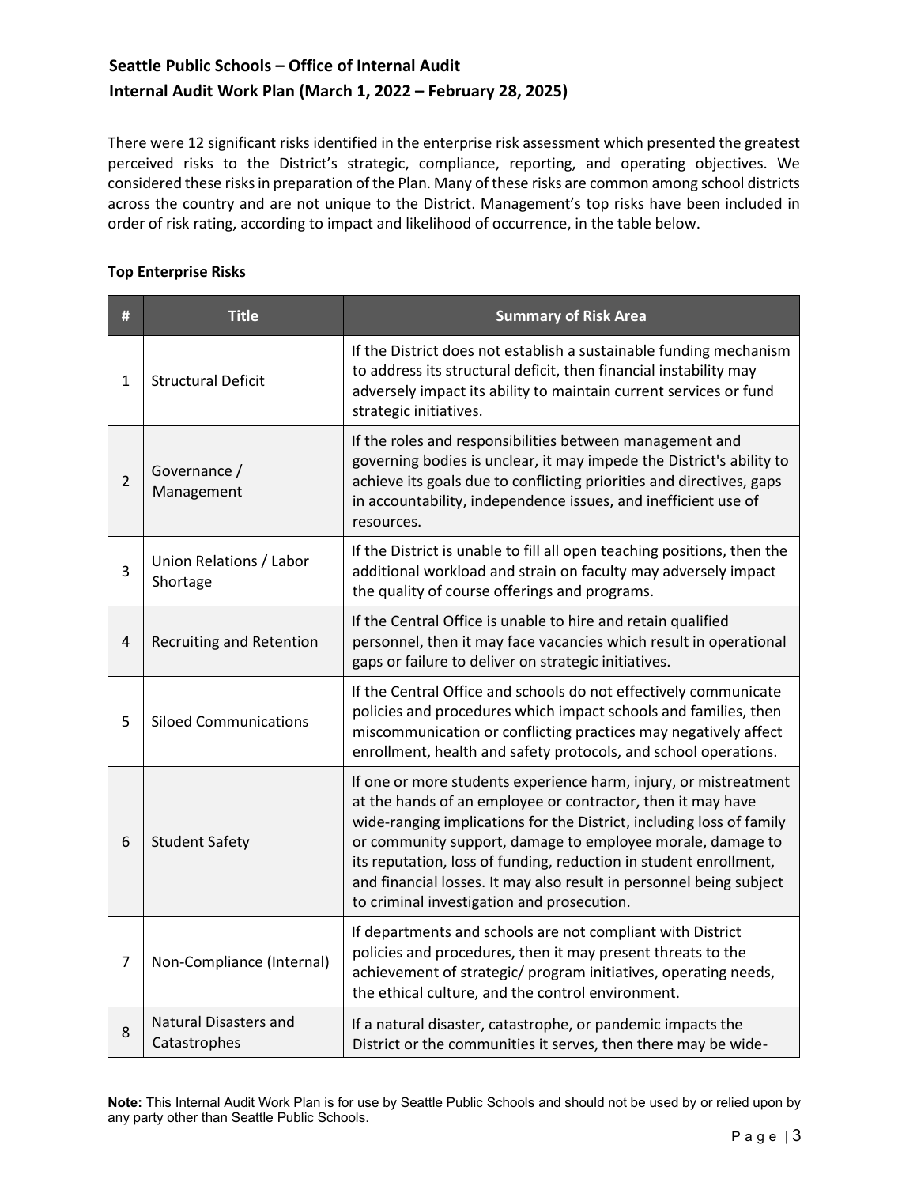There were 12 significant risks identified in the enterprise risk assessment which presented the greatest perceived risks to the District's strategic, compliance, reporting, and operating objectives. We considered these risks in preparation of the Plan. Many of these risks are common among school districts across the country and are not unique to the District. Management's top risks have been included in order of risk rating, according to impact and likelihood of occurrence, in the table below.

**Top Enterprise Risks**

| # | Title | Summary of Risk Area |
|---|---|---|
| 1 | Structural Deficit | If the District does not establish a sustainable funding mechanism to address its structural deficit, then financial instability may adversely impact its ability to maintain current services or fund strategic initiatives. |
| 2 | Governance / Management | If the roles and responsibilities between management and governing bodies is unclear, it may impede the District's ability to achieve its goals due to conflicting priorities and directives, gaps in accountability, independence issues, and inefficient use of resources. |
| 3 | Union Relations / Labor Shortage | If the District is unable to fill all open teaching positions, then the additional workload and strain on faculty may adversely impact the quality of course offerings and programs. |
| 4 | Recruiting and Retention | If the Central Office is unable to hire and retain qualified personnel, then it may face vacancies which result in operational gaps or failure to deliver on strategic initiatives. |
| 5 | Siloed Communications | If the Central Office and schools do not effectively communicate policies and procedures which impact schools and families, then miscommunication or conflicting practices may negatively affect enrollment, health and safety protocols, and school operations. |
| 6 | Student Safety | If one or more students experience harm, injury, or mistreatment at the hands of an employee or contractor, then it may have wide-ranging implications for the District, including loss of family or community support, damage to employee morale, damage to its reputation, loss of funding, reduction in student enrollment, and financial losses. It may also result in personnel being subject to criminal investigation and prosecution. |
| 7 | Non-Compliance (Internal) | If departments and schools are not compliant with District policies and procedures, then it may present threats to the achievement of strategic/ program initiatives, operating needs, the ethical culture, and the control environment. |
| 8 | Natural Disasters and Catastrophes | If a natural disaster, catastrophe, or pandemic impacts the District or the communities it serves, then there may be wide- |

**Note:** This Internal Audit Work Plan is for use by Seattle Public Schools and should not be used by or relied upon by any party other than Seattle Public Schools.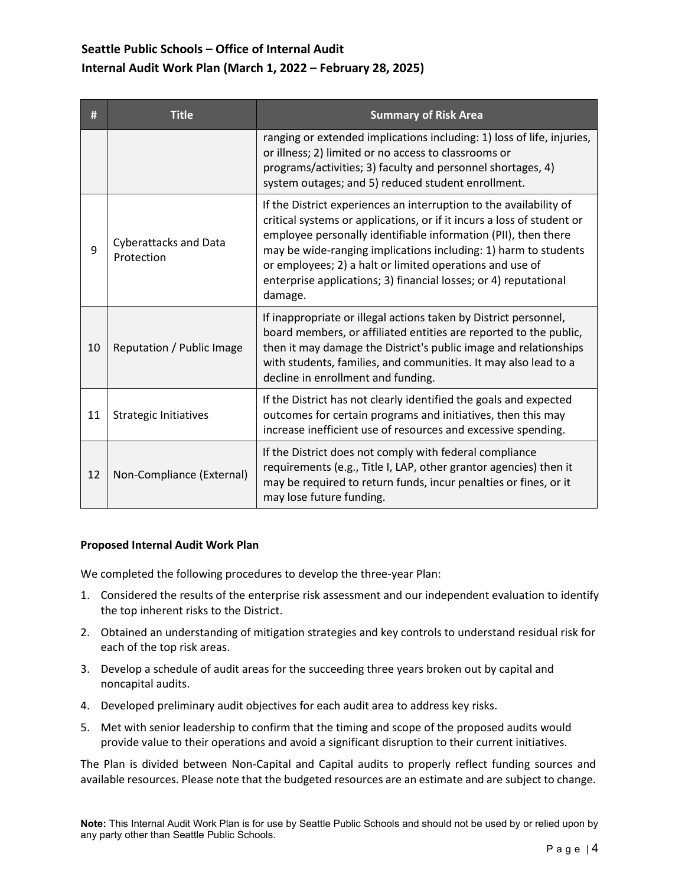| # | Title | Summary of Risk Area |
|---|---|---|
| | | ranging or extended implications including: 1) loss of life, injuries, or illness; 2) limited or no access to classrooms or programs/activities; 3) faculty and personnel shortages, 4) system outages; and 5) reduced student enrollment. |
| 9 | Cyberattacks and Data Protection | If the District experiences an interruption to the availability of critical systems or applications, or if it incurs a loss of student or employee personally identifiable information (PII), then there may be wide-ranging implications including: 1) harm to students or employees; 2) a halt or limited operations and use of enterprise applications; 3) financial losses; or 4) reputational damage. |
| 10 | Reputation / Public Image | If inappropriate or illegal actions taken by District personnel, board members, or affiliated entities are reported to the public, then it may damage the District's public image and relationships with students, families, and communities. It may also lead to a decline in enrollment and funding. |
| 11 | Strategic Initiatives | If the District has not clearly identified the goals and expected outcomes for certain programs and initiatives, then this may increase inefficient use of resources and excessive spending. |
| 12 | Non-Compliance (External) | If the District does not comply with federal compliance requirements (e.g., Title I, LAP, other grantor agencies) then it may be required to return funds, incur penalties or fines, or it may lose future funding. |

**Proposed Internal Audit Work Plan**

We completed the following procedures to develop the three-year Plan:

1. Considered the results of the enterprise risk assessment and our independent evaluation to identify the top inherent risks to the District.
2. Obtained an understanding of mitigation strategies and key controls to understand residual risk for each of the top risk areas.
3. Develop a schedule of audit areas for the succeeding three years broken out by capital and noncapital audits.
4. Developed preliminary audit objectives for each audit area to address key risks.
5. Met with senior leadership to confirm that the timing and scope of the proposed audits would provide value to their operations and avoid a significant disruption to their current initiatives.

The Plan is divided between Non-Capital and Capital audits to properly reflect funding sources and available resources. Please note that the budgeted resources are an estimate and are subject to change.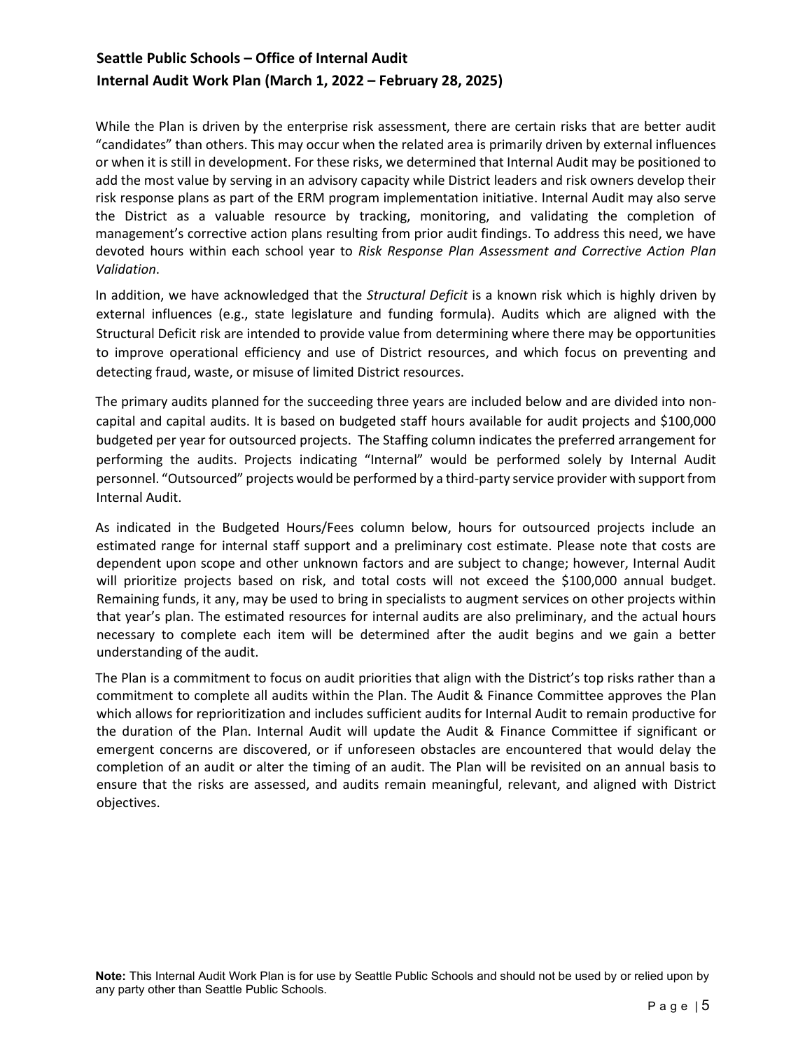While the Plan is driven by the enterprise risk assessment, there are certain risks that are better audit "candidates" than others. This may occur when the related area is primarily driven by external influences or when it is still in development. For these risks, we determined that Internal Audit may be positioned to add the most value by serving in an advisory capacity while District leaders and risk owners develop their risk response plans as part of the ERM program implementation initiative. Internal Audit may also serve the District as a valuable resource by tracking, monitoring, and validating the completion of management's corrective action plans resulting from prior audit findings. To address this need, we have devoted hours within each school year to *Risk Response Plan Assessment and Corrective Action Plan Validation*.

In addition, we have acknowledged that the *Structural Deficit* is a known risk which is highly driven by external influences (e.g., state legislature and funding formula). Audits which are aligned with the Structural Deficit risk are intended to provide value from determining where there may be opportunities to improve operational efficiency and use of District resources, and which focus on preventing and detecting fraud, waste, or misuse of limited District resources.

The primary audits planned for the succeeding three years are included below and are divided into non-capital and capital audits. It is based on budgeted staff hours available for audit projects and $100,000 budgeted per year for outsourced projects. The Staffing column indicates the preferred arrangement for performing the audits. Projects indicating "Internal" would be performed solely by Internal Audit personnel. "Outsourced" projects would be performed by a third-party service provider with support from Internal Audit.

As indicated in the Budgeted Hours/Fees column below, hours for outsourced projects include an estimated range for internal staff support and a preliminary cost estimate. Please note that costs are dependent upon scope and other unknown factors and are subject to change; however, Internal Audit will prioritize projects based on risk, and total costs will not exceed the $100,000 annual budget. Remaining funds, it any, may be used to bring in specialists to augment services on other projects within that year's plan. The estimated resources for internal audits are also preliminary, and the actual hours necessary to complete each item will be determined after the audit begins and we gain a better understanding of the audit.

The Plan is a commitment to focus on audit priorities that align with the District's top risks rather than a commitment to complete all audits within the Plan. The Audit & Finance Committee approves the Plan which allows for reprioritization and includes sufficient audits for Internal Audit to remain productive for the duration of the Plan. Internal Audit will update the Audit & Finance Committee if significant or emergent concerns are discovered, or if unforeseen obstacles are encountered that would delay the completion of an audit or alter the timing of an audit. The Plan will be revisited on an annual basis to ensure that the risks are assessed, and audits remain meaningful, relevant, and aligned with District objectives.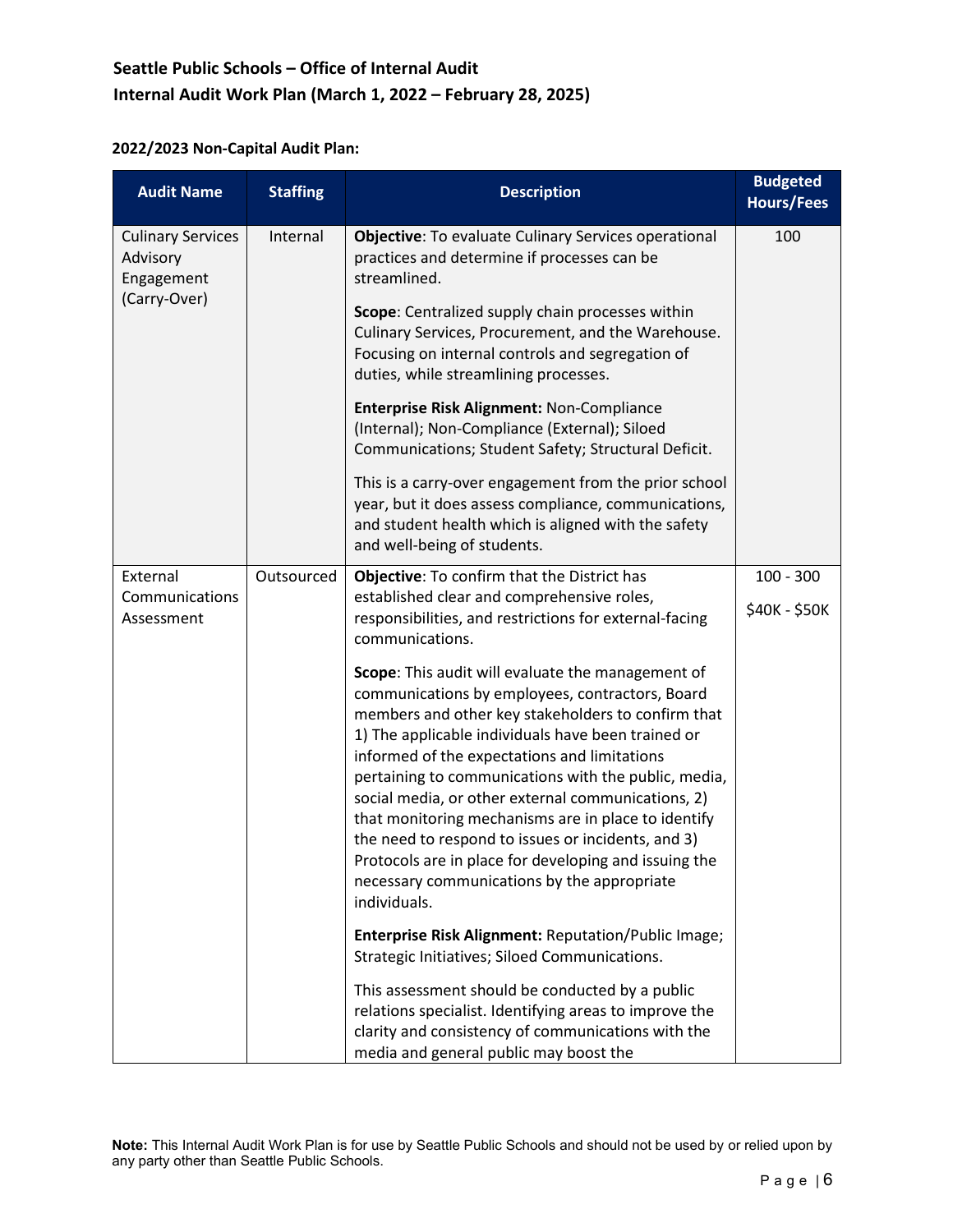## 2022/2023 Non-Capital Audit Plan:

| Audit Name | Staffing | Description | Budgeted Hours/Fees |
|---|---|---|---|
| Culinary Services Advisory Engagement (Carry-Over) | Internal | **Objective**: To evaluate Culinary Services operational practices and determine if processes can be streamlined.<br><br>**Scope**: Centralized supply chain processes within Culinary Services, Procurement, and the Warehouse. Focusing on internal controls and segregation of duties, while streamlining processes.<br><br>**Enterprise Risk Alignment:** Non-Compliance (Internal); Non-Compliance (External); Siloed Communications; Student Safety; Structural Deficit.<br><br>This is a carry-over engagement from the prior school year, but it does assess compliance, communications, and student health which is aligned with the safety and well-being of students. | 100 |
| External Communications Assessment | Outsourced | **Objective**: To confirm that the District has established clear and comprehensive roles, responsibilities, and restrictions for external-facing communications.<br><br>**Scope**: This audit will evaluate the management of communications by employees, contractors, Board members and other key stakeholders to confirm that 1) The applicable individuals have been trained or informed of the expectations and limitations pertaining to communications with the public, media, social media, or other external communications, 2) that monitoring mechanisms are in place to identify the need to respond to issues or incidents, and 3) Protocols are in place for developing and issuing the necessary communications by the appropriate individuals.<br><br>**Enterprise Risk Alignment:** Reputation/Public Image; Strategic Initiatives; Siloed Communications.<br><br>This assessment should be conducted by a public relations specialist. Identifying areas to improve the clarity and consistency of communications with the media and general public may boost the | 100 - 300<br><br>$40K - $50K |

**Note:** This Internal Audit Work Plan is for use by Seattle Public Schools and should not be used by or relied upon by any party other than Seattle Public Schools.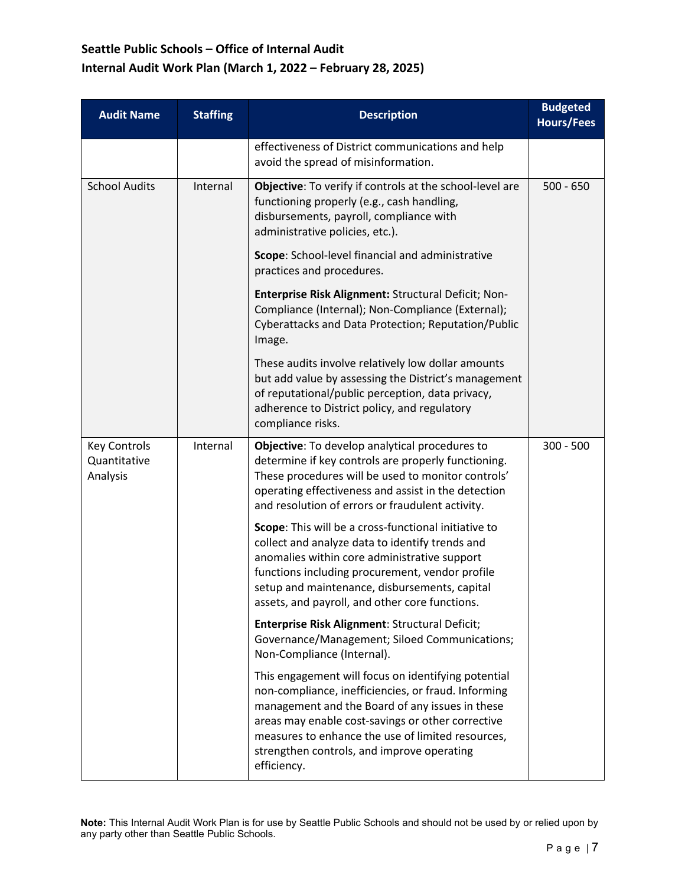| Audit Name | Staffing | Description | Budgeted Hours/Fees |
|---|---|---|---|
| | | effectiveness of District communications and help avoid the spread of misinformation. | |
| School Audits | Internal | **Objective**: To verify if controls at the school-level are functioning properly (e.g., cash handling, disbursements, payroll, compliance with administrative policies, etc.).<br><br>**Scope**: School-level financial and administrative practices and procedures.<br><br>**Enterprise Risk Alignment:** Structural Deficit; Non-Compliance (Internal); Non-Compliance (External); Cyberattacks and Data Protection; Reputation/Public Image.<br><br>These audits involve relatively low dollar amounts but add value by assessing the District's management of reputational/public perception, data privacy, adherence to District policy, and regulatory compliance risks. | 500 - 650 |
| Key Controls Quantitative Analysis | Internal | **Objective**: To develop analytical procedures to determine if key controls are properly functioning. These procedures will be used to monitor controls' operating effectiveness and assist in the detection and resolution of errors or fraudulent activity.<br><br>**Scope**: This will be a cross-functional initiative to collect and analyze data to identify trends and anomalies within core administrative support functions including procurement, vendor profile setup and maintenance, disbursements, capital assets, and payroll, and other core functions.<br><br>**Enterprise Risk Alignment**: Structural Deficit; Governance/Management; Siloed Communications; Non-Compliance (Internal).<br><br>This engagement will focus on identifying potential non-compliance, inefficiencies, or fraud. Informing management and the Board of any issues in these areas may enable cost-savings or other corrective measures to enhance the use of limited resources, strengthen controls, and improve operating efficiency. | 300 - 500 |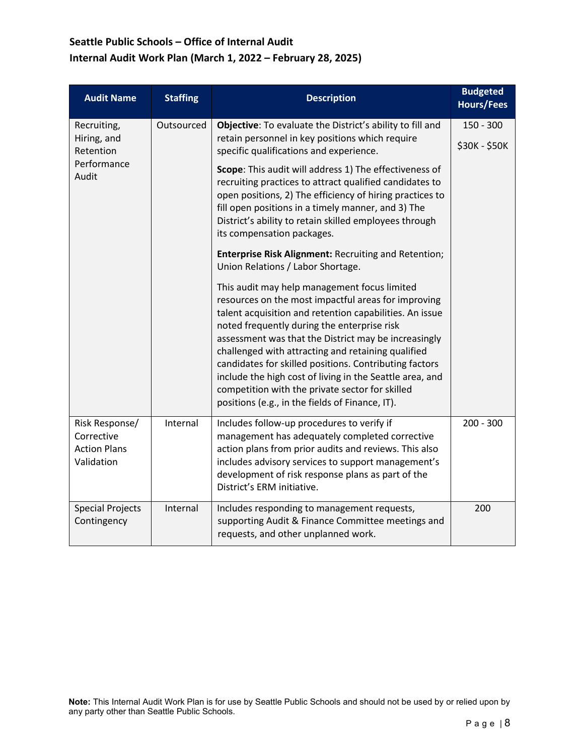**Seattle Public Schools – Office of Internal Audit**

**Internal Audit Work Plan (March 1, 2022 – February 28, 2025)**

| Audit Name | Staffing | Description | Budgeted Hours/Fees |
|---|---|---|---|
| Recruiting, Hiring, and Retention Performance Audit | Outsourced | **Objective**: To evaluate the District's ability to fill and retain personnel in key positions which require specific qualifications and experience.<br><br>**Scope**: This audit will address 1) The effectiveness of recruiting practices to attract qualified candidates to open positions, 2) The efficiency of hiring practices to fill open positions in a timely manner, and 3) The District's ability to retain skilled employees through its compensation packages.<br><br>**Enterprise Risk Alignment:** Recruiting and Retention; Union Relations / Labor Shortage.<br><br>This audit may help management focus limited resources on the most impactful areas for improving talent acquisition and retention capabilities. An issue noted frequently during the enterprise risk assessment was that the District may be increasingly challenged with attracting and retaining qualified candidates for skilled positions. Contributing factors include the high cost of living in the Seattle area, and competition with the private sector for skilled positions (e.g., in the fields of Finance, IT). | 150 - 300<br><br>$30K - $50K |
| Risk Response/ Corrective Action Plans Validation | Internal | Includes follow-up procedures to verify if management has adequately completed corrective action plans from prior audits and reviews. This also includes advisory services to support management's development of risk response plans as part of the District's ERM initiative. | 200 - 300 |
| Special Projects Contingency | Internal | Includes responding to management requests, supporting Audit & Finance Committee meetings and requests, and other unplanned work. | 200 |

**Note:** This Internal Audit Work Plan is for use by Seattle Public Schools and should not be used by or relied upon by any party other than Seattle Public Schools.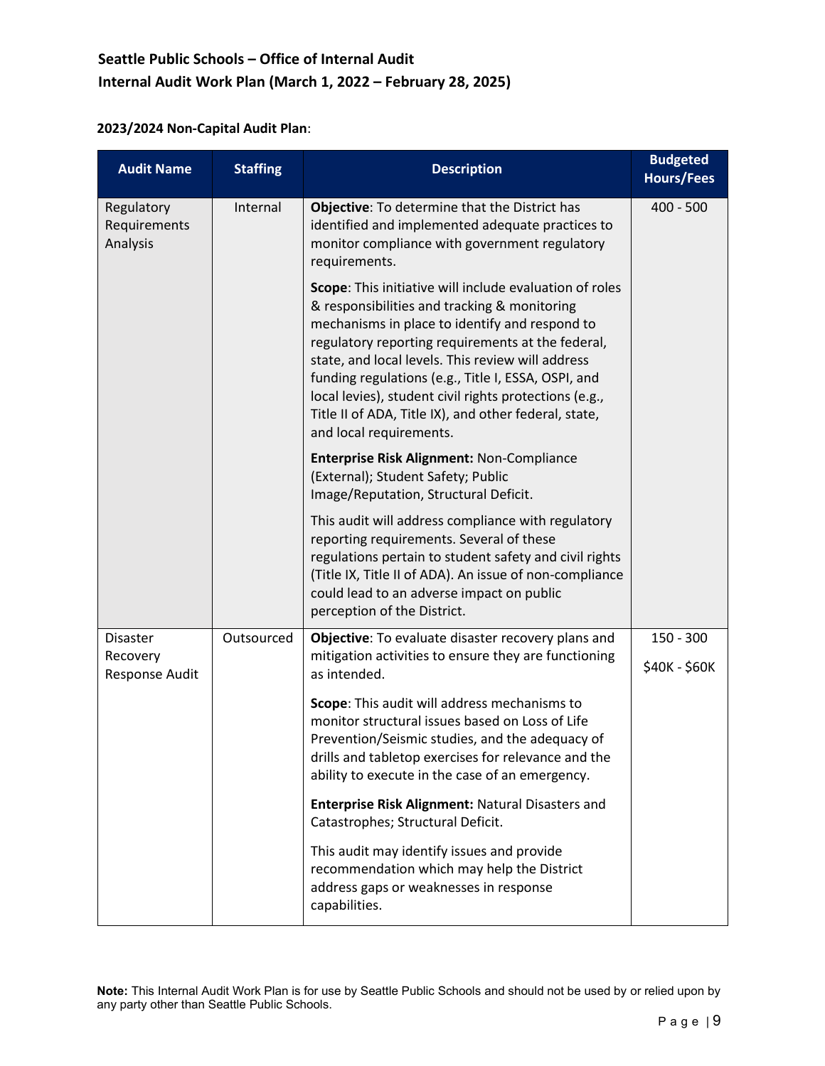**2023/2024 Non-Capital Audit Plan**:

| Audit Name | Staffing | Description | Budgeted Hours/Fees |
|---|---|---|---|
| Regulatory Requirements Analysis | Internal | **Objective**: To determine that the District has identified and implemented adequate practices to monitor compliance with government regulatory requirements.<br><br>**Scope**: This initiative will include evaluation of roles & responsibilities and tracking & monitoring mechanisms in place to identify and respond to regulatory reporting requirements at the federal, state, and local levels. This review will address funding regulations (e.g., Title I, ESSA, OSPI, and local levies), student civil rights protections (e.g., Title II of ADA, Title IX), and other federal, state, and local requirements.<br><br>**Enterprise Risk Alignment:** Non-Compliance (External); Student Safety; Public Image/Reputation, Structural Deficit.<br><br>This audit will address compliance with regulatory reporting requirements. Several of these regulations pertain to student safety and civil rights (Title IX, Title II of ADA). An issue of non-compliance could lead to an adverse impact on public perception of the District. | 400 - 500 |
| Disaster Recovery Response Audit | Outsourced | **Objective**: To evaluate disaster recovery plans and mitigation activities to ensure they are functioning as intended.<br><br>**Scope**: This audit will address mechanisms to monitor structural issues based on Loss of Life Prevention/Seismic studies, and the adequacy of drills and tabletop exercises for relevance and the ability to execute in the case of an emergency.<br><br>**Enterprise Risk Alignment:** Natural Disasters and Catastrophes; Structural Deficit.<br><br>This audit may identify issues and provide recommendation which may help the District address gaps or weaknesses in response capabilities. | 150 - 300<br><br>$40K - $60K |

**Note:** This Internal Audit Work Plan is for use by Seattle Public Schools and should not be used by or relied upon by any party other than Seattle Public Schools.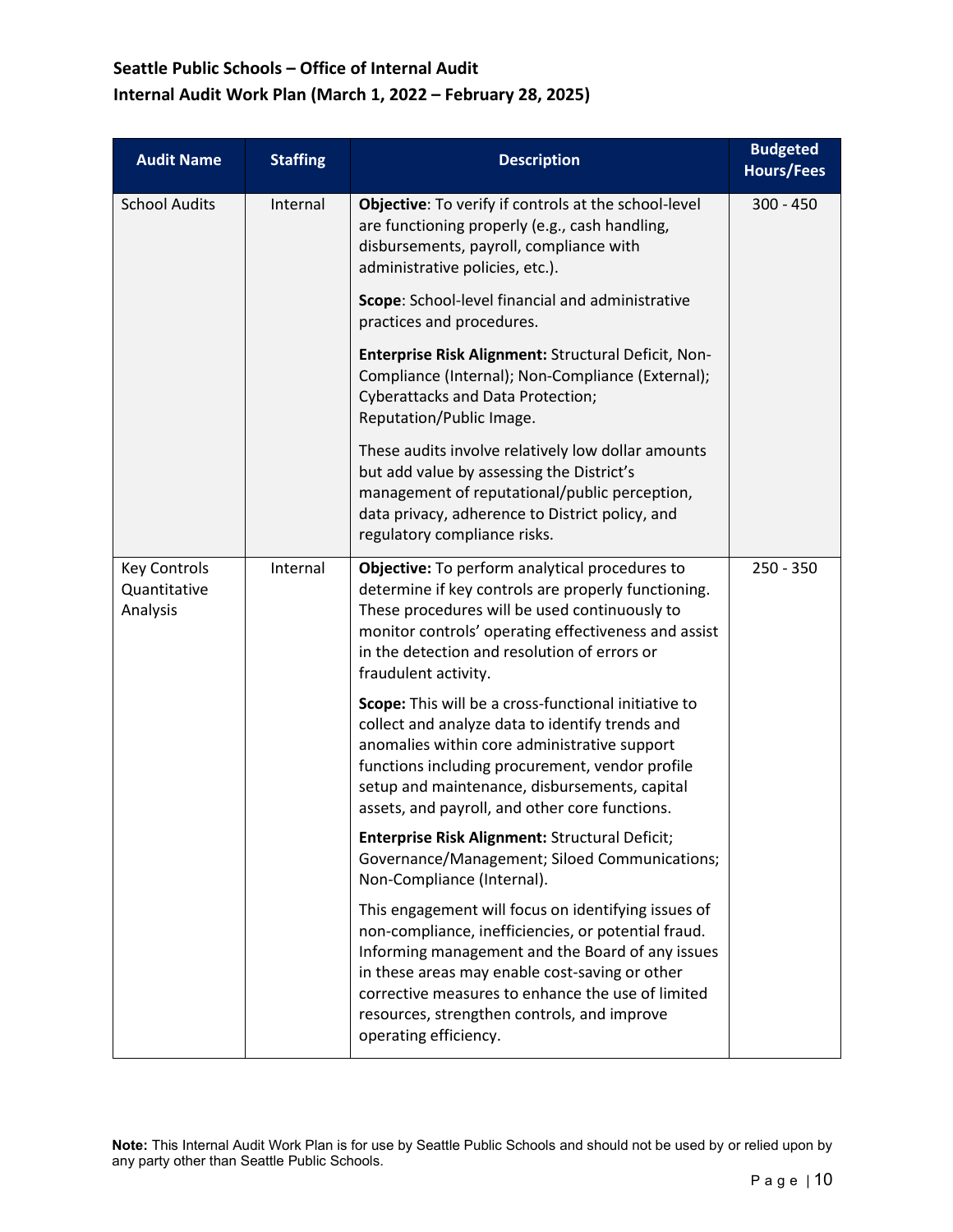**Seattle Public Schools – Office of Internal Audit**
**Internal Audit Work Plan (March 1, 2022 – February 28, 2025)**

| Audit Name | Staffing | Description | Budgeted Hours/Fees |
|---|---|---|---|
| School Audits | Internal | **Objective**: To verify if controls at the school-level are functioning properly (e.g., cash handling, disbursements, payroll, compliance with administrative policies, etc.).<br><br>**Scope**: School-level financial and administrative practices and procedures.<br><br>**Enterprise Risk Alignment:** Structural Deficit, Non-Compliance (Internal); Non-Compliance (External); Cyberattacks and Data Protection; Reputation/Public Image.<br><br>These audits involve relatively low dollar amounts but add value by assessing the District's management of reputational/public perception, data privacy, adherence to District policy, and regulatory compliance risks. | 300 - 450 |
| Key Controls Quantitative Analysis | Internal | **Objective:** To perform analytical procedures to determine if key controls are properly functioning. These procedures will be used continuously to monitor controls' operating effectiveness and assist in the detection and resolution of errors or fraudulent activity.<br><br>**Scope:** This will be a cross-functional initiative to collect and analyze data to identify trends and anomalies within core administrative support functions including procurement, vendor profile setup and maintenance, disbursements, capital assets, and payroll, and other core functions.<br><br>**Enterprise Risk Alignment:** Structural Deficit; Governance/Management; Siloed Communications; Non-Compliance (Internal).<br><br>This engagement will focus on identifying issues of non-compliance, inefficiencies, or potential fraud. Informing management and the Board of any issues in these areas may enable cost-saving or other corrective measures to enhance the use of limited resources, strengthen controls, and improve operating efficiency. | 250 - 350 |

**Note:** This Internal Audit Work Plan is for use by Seattle Public Schools and should not be used by or relied upon by any party other than Seattle Public Schools.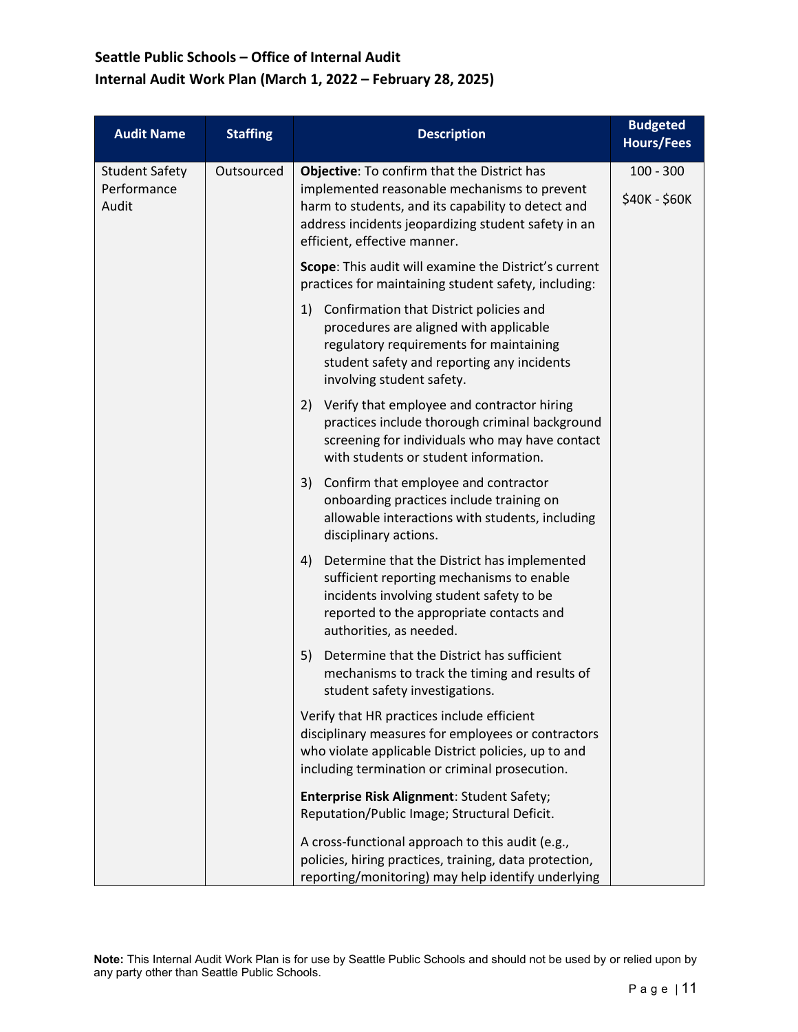**Seattle Public Schools – Office of Internal Audit**

**Internal Audit Work Plan (March 1, 2022 – February 28, 2025)**

| Audit Name | Staffing | Description | Budgeted Hours/Fees |
|---|---|---|---|
| Student Safety Performance Audit | Outsourced | **Objective**: To confirm that the District has implemented reasonable mechanisms to prevent harm to students, and its capability to detect and address incidents jeopardizing student safety in an efficient, effective manner.<br><br>**Scope**: This audit will examine the District's current practices for maintaining student safety, including:<br><br>1) Confirmation that District policies and procedures are aligned with applicable regulatory requirements for maintaining student safety and reporting any incidents involving student safety.<br>2) Verify that employee and contractor hiring practices include thorough criminal background screening for individuals who may have contact with students or student information.<br>3) Confirm that employee and contractor onboarding practices include training on allowable interactions with students, including disciplinary actions.<br>4) Determine that the District has implemented sufficient reporting mechanisms to enable incidents involving student safety to be reported to the appropriate contacts and authorities, as needed.<br>5) Determine that the District has sufficient mechanisms to track the timing and results of student safety investigations.<br><br>Verify that HR practices include efficient disciplinary measures for employees or contractors who violate applicable District policies, up to and including termination or criminal prosecution.<br><br>**Enterprise Risk Alignment**: Student Safety; Reputation/Public Image; Structural Deficit.<br><br>A cross-functional approach to this audit (e.g., policies, hiring practices, training, data protection, reporting/monitoring) may help identify underlying | 100 - 300<br><br>$40K - $60K |

**Note:** This Internal Audit Work Plan is for use by Seattle Public Schools and should not be used by or relied upon by any party other than Seattle Public Schools.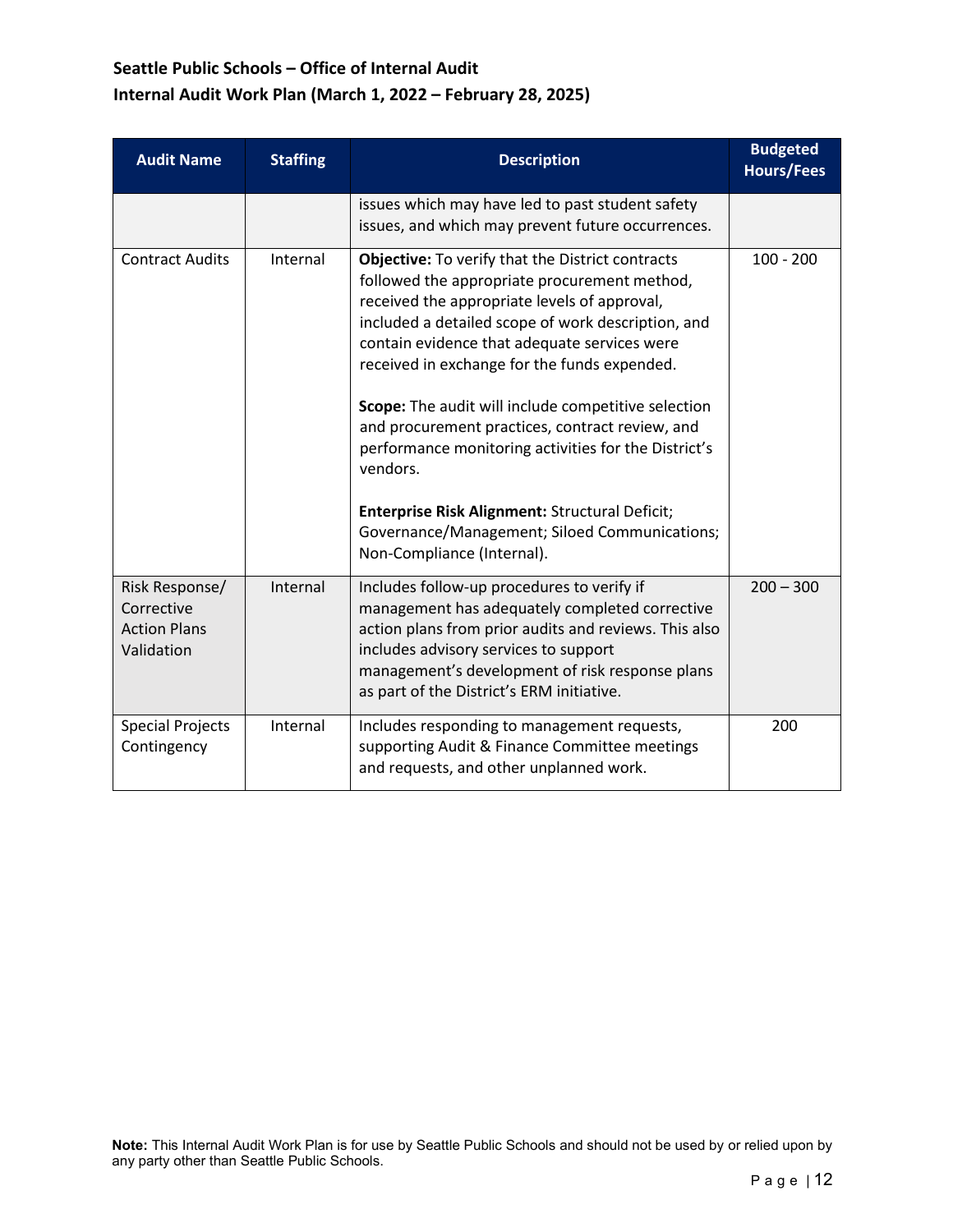| Audit Name | Staffing | Description | Budgeted Hours/Fees |
|---|---|---|---|
| | | issues which may have led to past student safety issues, and which may prevent future occurrences. | |
| Contract Audits | Internal | **Objective:** To verify that the District contracts followed the appropriate procurement method, received the appropriate levels of approval, included a detailed scope of work description, and contain evidence that adequate services were received in exchange for the funds expended.<br><br>**Scope:** The audit will include competitive selection and procurement practices, contract review, and performance monitoring activities for the District's vendors.<br><br>**Enterprise Risk Alignment:** Structural Deficit; Governance/Management; Siloed Communications; Non-Compliance (Internal). | 100 - 200 |
| Risk Response/ Corrective Action Plans Validation | Internal | Includes follow-up procedures to verify if management has adequately completed corrective action plans from prior audits and reviews. This also includes advisory services to support management's development of risk response plans as part of the District's ERM initiative. | 200 – 300 |
| Special Projects Contingency | Internal | Includes responding to management requests, supporting Audit & Finance Committee meetings and requests, and other unplanned work. | 200 |

**Note:** This Internal Audit Work Plan is for use by Seattle Public Schools and should not be used by or relied upon by any party other than Seattle Public Schools.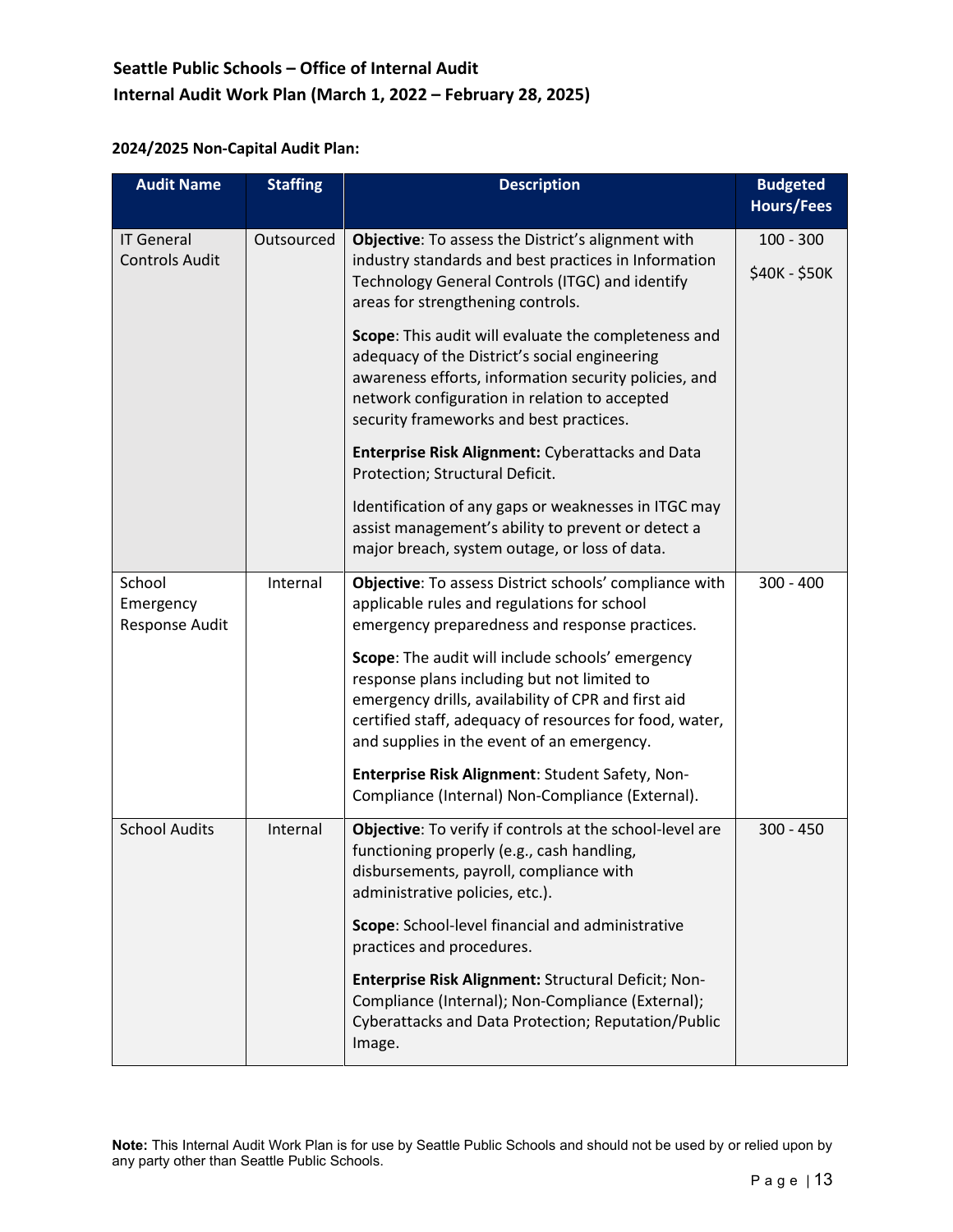**Seattle Public Schools – Office of Internal Audit**
**Internal Audit Work Plan (March 1, 2022 – February 28, 2025)**

**2024/2025 Non-Capital Audit Plan:**

| Audit Name | Staffing | Description | Budgeted Hours/Fees |
|---|---|---|---|
| IT General Controls Audit | Outsourced | **Objective**: To assess the District's alignment with industry standards and best practices in Information Technology General Controls (ITGC) and identify areas for strengthening controls.<br><br>**Scope**: This audit will evaluate the completeness and adequacy of the District's social engineering awareness efforts, information security policies, and network configuration in relation to accepted security frameworks and best practices.<br><br>**Enterprise Risk Alignment:** Cyberattacks and Data Protection; Structural Deficit.<br><br>Identification of any gaps or weaknesses in ITGC may assist management's ability to prevent or detect a major breach, system outage, or loss of data. | 100 - 300<br><br>$40K - $50K |
| School Emergency Response Audit | Internal | **Objective**: To assess District schools' compliance with applicable rules and regulations for school emergency preparedness and response practices.<br><br>**Scope**: The audit will include schools' emergency response plans including but not limited to emergency drills, availability of CPR and first aid certified staff, adequacy of resources for food, water, and supplies in the event of an emergency.<br><br>**Enterprise Risk Alignment**: Student Safety, Non-Compliance (Internal) Non-Compliance (External). | 300 - 400 |
| School Audits | Internal | **Objective**: To verify if controls at the school-level are functioning properly (e.g., cash handling, disbursements, payroll, compliance with administrative policies, etc.).<br><br>**Scope**: School-level financial and administrative practices and procedures.<br><br>**Enterprise Risk Alignment:** Structural Deficit; Non-Compliance (Internal); Non-Compliance (External); Cyberattacks and Data Protection; Reputation/Public Image. | 300 - 450 |

**Note:** This Internal Audit Work Plan is for use by Seattle Public Schools and should not be used by or relied upon by any party other than Seattle Public Schools.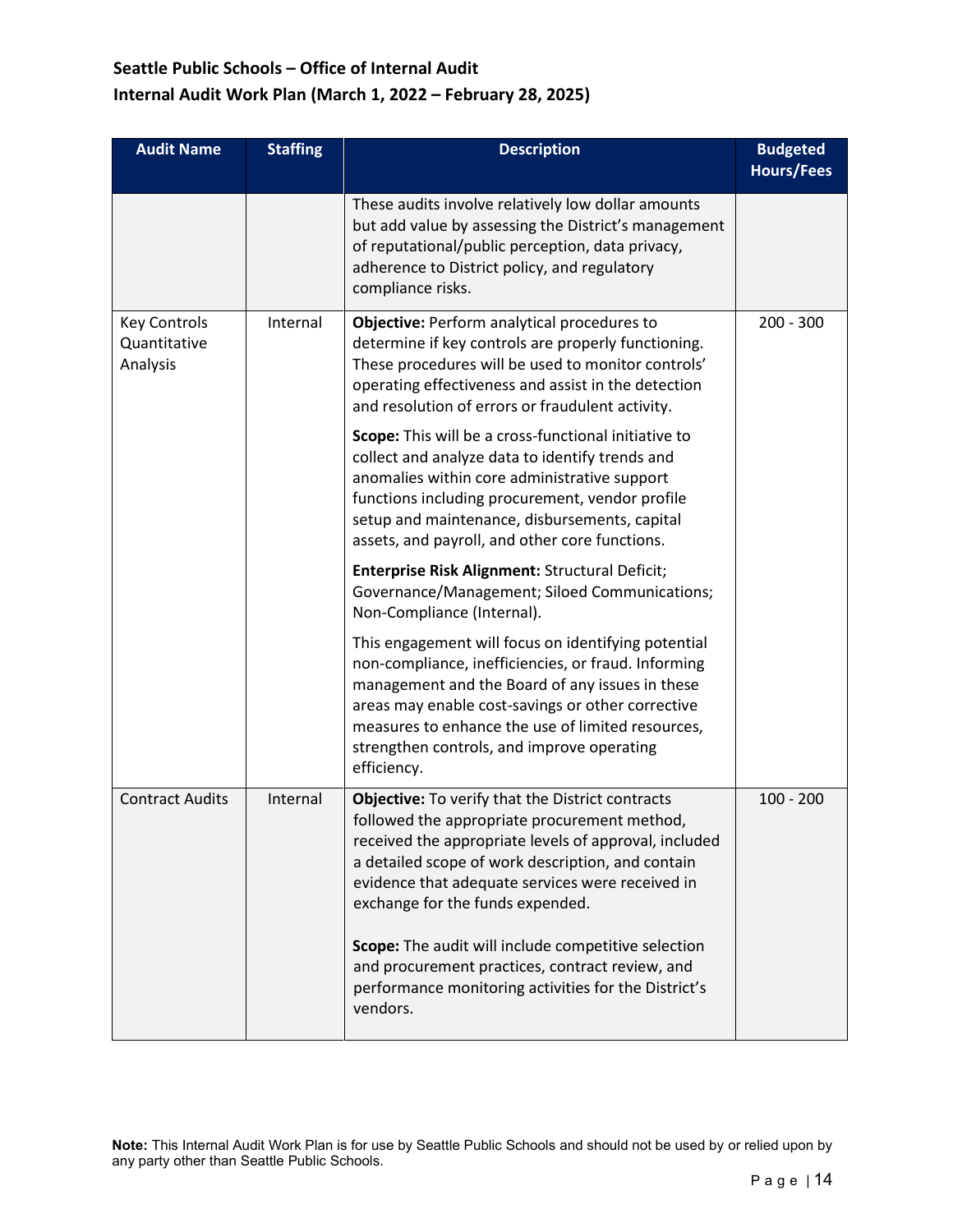## Seattle Public Schools – Office of Internal Audit
## Internal Audit Work Plan (March 1, 2022 – February 28, 2025)

| Audit Name | Staffing | Description | Budgeted Hours/Fees |
|---|---|---|---|
| | | These audits involve relatively low dollar amounts but add value by assessing the District's management of reputational/public perception, data privacy, adherence to District policy, and regulatory compliance risks. | |
| Key Controls Quantitative Analysis | Internal | **Objective:** Perform analytical procedures to determine if key controls are properly functioning. These procedures will be used to monitor controls' operating effectiveness and assist in the detection and resolution of errors or fraudulent activity.<br><br>**Scope:** This will be a cross-functional initiative to collect and analyze data to identify trends and anomalies within core administrative support functions including procurement, vendor profile setup and maintenance, disbursements, capital assets, and payroll, and other core functions.<br><br>**Enterprise Risk Alignment:** Structural Deficit; Governance/Management; Siloed Communications; Non-Compliance (Internal).<br><br>This engagement will focus on identifying potential non-compliance, inefficiencies, or fraud. Informing management and the Board of any issues in these areas may enable cost-savings or other corrective measures to enhance the use of limited resources, strengthen controls, and improve operating efficiency. | 200 - 300 |
| Contract Audits | Internal | **Objective:** To verify that the District contracts followed the appropriate procurement method, received the appropriate levels of approval, included a detailed scope of work description, and contain evidence that adequate services were received in exchange for the funds expended.<br><br>**Scope:** The audit will include competitive selection and procurement practices, contract review, and performance monitoring activities for the District's vendors. | 100 - 200 |

**Note:** This Internal Audit Work Plan is for use by Seattle Public Schools and should not be used by or relied upon by any party other than Seattle Public Schools.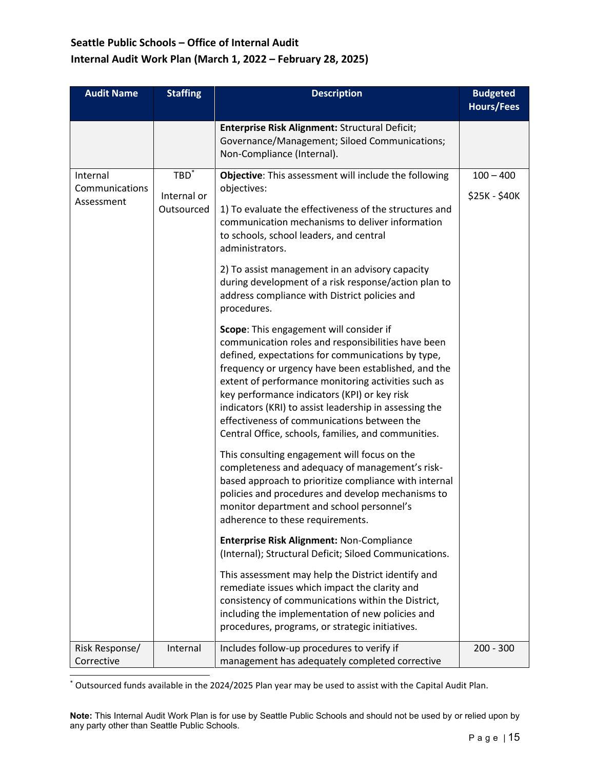| Audit Name | Staffing | Description | Budgeted Hours/Fees |
|---|---|---|---|
| | | **Enterprise Risk Alignment:** Structural Deficit; Governance/Management; Siloed Communications; Non-Compliance (Internal). | |
| Internal Communications Assessment | TBD* Internal or Outsourced | **Objective**: This assessment will include the following objectives:<br><br>1) To evaluate the effectiveness of the structures and communication mechanisms to deliver information to schools, school leaders, and central administrators.<br><br>2) To assist management in an advisory capacity during development of a risk response/action plan to address compliance with District policies and procedures.<br><br>**Scope**: This engagement will consider if communication roles and responsibilities have been defined, expectations for communications by type, frequency or urgency have been established, and the extent of performance monitoring activities such as key performance indicators (KPI) or key risk indicators (KRI) to assist leadership in assessing the effectiveness of communications between the Central Office, schools, families, and communities.<br><br>This consulting engagement will focus on the completeness and adequacy of management's risk-based approach to prioritize compliance with internal policies and procedures and develop mechanisms to monitor department and school personnel's adherence to these requirements.<br><br>**Enterprise Risk Alignment:** Non-Compliance (Internal); Structural Deficit; Siloed Communications.<br><br>This assessment may help the District identify and remediate issues which impact the clarity and consistency of communications within the District, including the implementation of new policies and procedures, programs, or strategic initiatives. | 100 – 400<br><br>$25K - $40K |
| Risk Response/ Corrective | Internal | Includes follow-up procedures to verify if management has adequately completed corrective | 200 - 300 |

* Outsourced funds available in the 2024/2025 Plan year may be used to assist with the Capital Audit Plan.

**Note:** This Internal Audit Work Plan is for use by Seattle Public Schools and should not be used by or relied upon by any party other than Seattle Public Schools.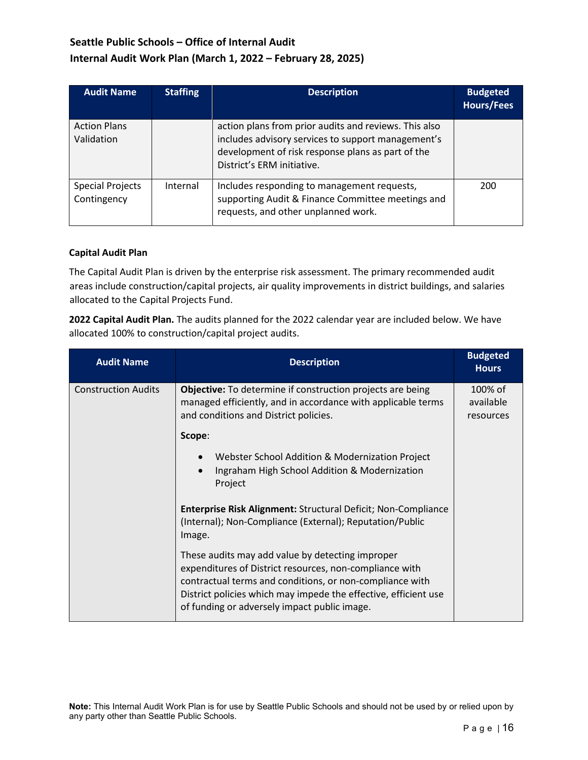| Audit Name | Staffing | Description | Budgeted Hours/Fees |
|---|---|---|---|
| Action Plans Validation | | action plans from prior audits and reviews. This also includes advisory services to support management's development of risk response plans as part of the District's ERM initiative. | |
| Special Projects Contingency | Internal | Includes responding to management requests, supporting Audit & Finance Committee meetings and requests, and other unplanned work. | 200 |

**Capital Audit Plan**

The Capital Audit Plan is driven by the enterprise risk assessment. The primary recommended audit areas include construction/capital projects, air quality improvements in district buildings, and salaries allocated to the Capital Projects Fund.

**2022 Capital Audit Plan.** The audits planned for the 2022 calendar year are included below. We have allocated 100% to construction/capital project audits.

| Audit Name | Description | Budgeted Hours |
|---|---|---|
| Construction Audits | **Objective:** To determine if construction projects are being managed efficiently, and in accordance with applicable terms and conditions and District policies.<br><br>**Scope**:<br>• Webster School Addition & Modernization Project<br>• Ingraham High School Addition & Modernization Project<br><br>**Enterprise Risk Alignment:** Structural Deficit; Non-Compliance (Internal); Non-Compliance (External); Reputation/Public Image.<br><br>These audits may add value by detecting improper expenditures of District resources, non-compliance with contractual terms and conditions, or non-compliance with District policies which may impede the effective, efficient use of funding or adversely impact public image. | 100% of available resources |

**Note:** This Internal Audit Work Plan is for use by Seattle Public Schools and should not be used by or relied upon by any party other than Seattle Public Schools.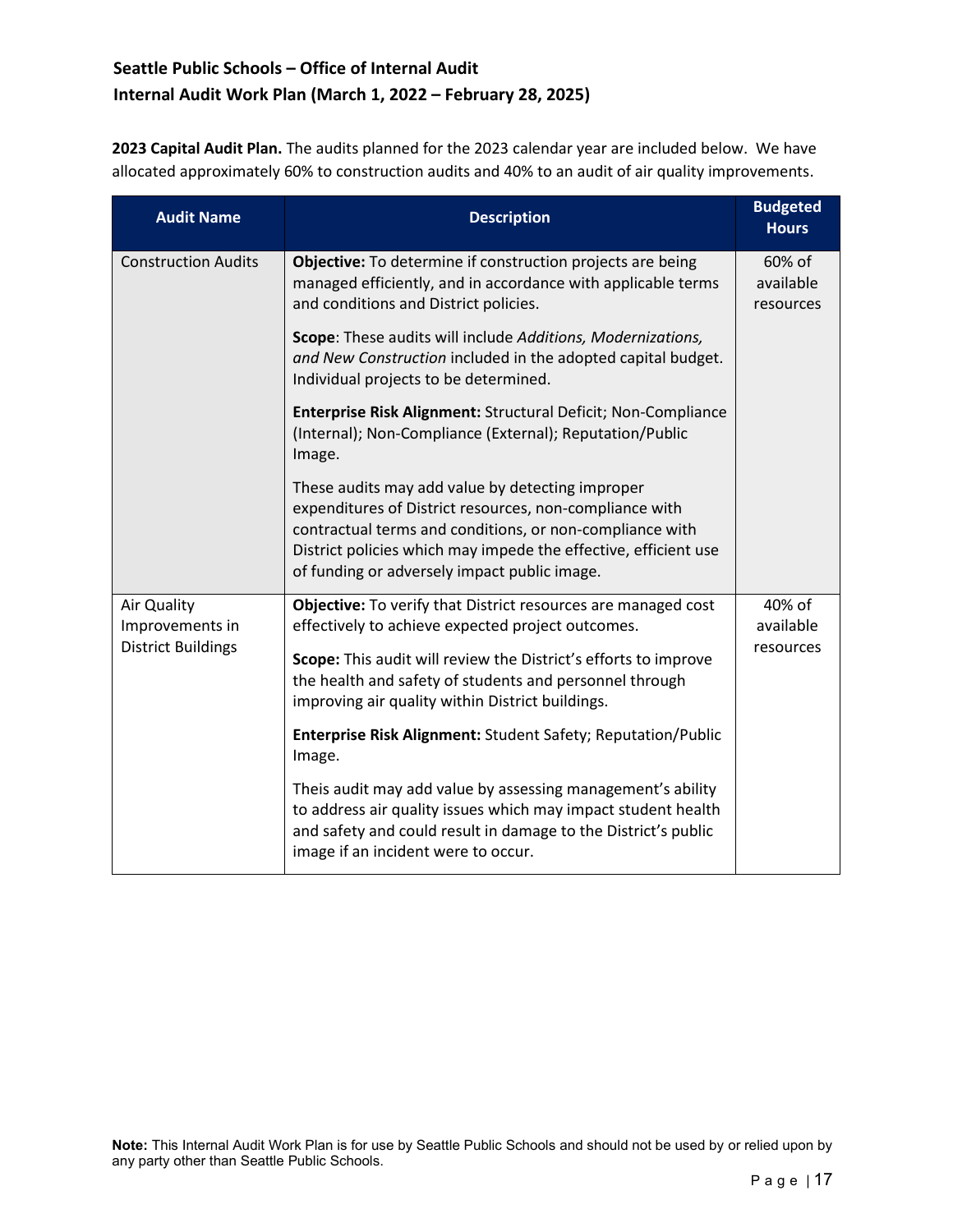**2023 Capital Audit Plan.** The audits planned for the 2023 calendar year are included below. We have allocated approximately 60% to construction audits and 40% to an audit of air quality improvements.

| Audit Name | Description | Budgeted Hours |
|---|---|---|
| Construction Audits | **Objective:** To determine if construction projects are being managed efficiently, and in accordance with applicable terms and conditions and District policies.<br><br>**Scope**: These audits will include *Additions, Modernizations, and New Construction* included in the adopted capital budget. Individual projects to be determined.<br><br>**Enterprise Risk Alignment:** Structural Deficit; Non-Compliance (Internal); Non-Compliance (External); Reputation/Public Image.<br><br>These audits may add value by detecting improper expenditures of District resources, non-compliance with contractual terms and conditions, or non-compliance with District policies which may impede the effective, efficient use of funding or adversely impact public image. | 60% of available resources |
| Air Quality Improvements in District Buildings | **Objective:** To verify that District resources are managed cost effectively to achieve expected project outcomes.<br><br>**Scope:** This audit will review the District's efforts to improve the health and safety of students and personnel through improving air quality within District buildings.<br><br>**Enterprise Risk Alignment:** Student Safety; Reputation/Public Image.<br><br>Theis audit may add value by assessing management's ability to address air quality issues which may impact student health and safety and could result in damage to the District's public image if an incident were to occur. | 40% of available resources |

**Note:** This Internal Audit Work Plan is for use by Seattle Public Schools and should not be used by or relied upon by any party other than Seattle Public Schools.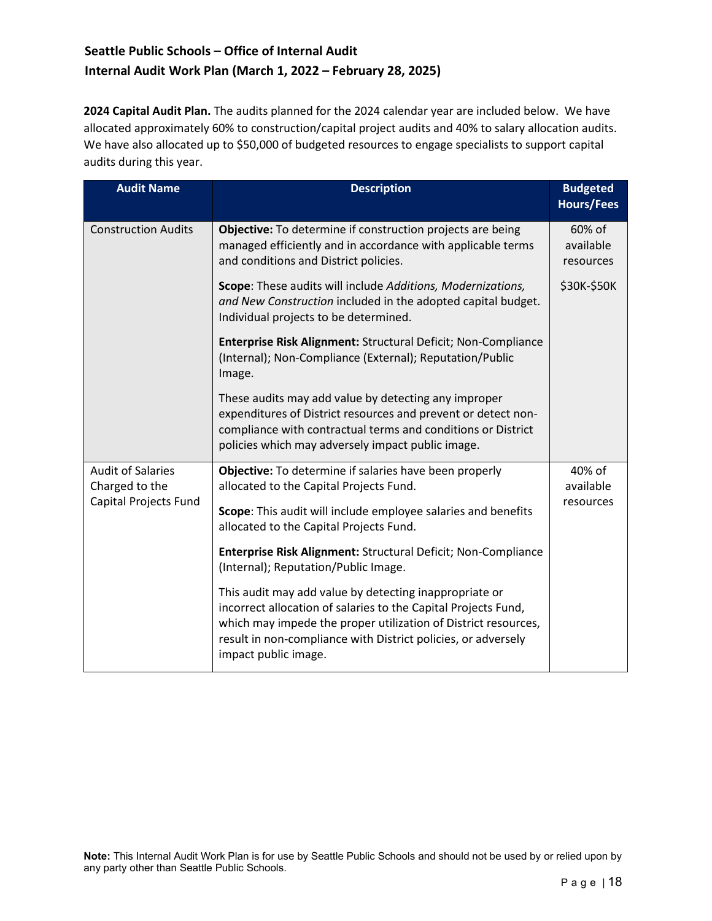**Seattle Public Schools – Office of Internal Audit**
**Internal Audit Work Plan (March 1, 2022 – February 28, 2025)**

**2024 Capital Audit Plan.** The audits planned for the 2024 calendar year are included below. We have allocated approximately 60% to construction/capital project audits and 40% to salary allocation audits. We have also allocated up to $50,000 of budgeted resources to engage specialists to support capital audits during this year.

| Audit Name | Description | Budgeted Hours/Fees |
|---|---|---|
| Construction Audits | **Objective:** To determine if construction projects are being managed efficiently and in accordance with applicable terms and conditions and District policies.<br><br>**Scope**: These audits will include *Additions, Modernizations, and New Construction* included in the adopted capital budget. Individual projects to be determined.<br><br>**Enterprise Risk Alignment:** Structural Deficit; Non-Compliance (Internal); Non-Compliance (External); Reputation/Public Image.<br><br>These audits may add value by detecting any improper expenditures of District resources and prevent or detect non-compliance with contractual terms and conditions or District policies which may adversely impact public image. | 60% of available resources<br><br>$30K-$50K |
| Audit of Salaries Charged to the Capital Projects Fund | **Objective:** To determine if salaries have been properly allocated to the Capital Projects Fund.<br><br>**Scope**: This audit will include employee salaries and benefits allocated to the Capital Projects Fund.<br><br>**Enterprise Risk Alignment:** Structural Deficit; Non-Compliance (Internal); Reputation/Public Image.<br><br>This audit may add value by detecting inappropriate or incorrect allocation of salaries to the Capital Projects Fund, which may impede the proper utilization of District resources, result in non-compliance with District policies, or adversely impact public image. | 40% of available resources |

**Note:** This Internal Audit Work Plan is for use by Seattle Public Schools and should not be used by or relied upon by any party other than Seattle Public Schools.